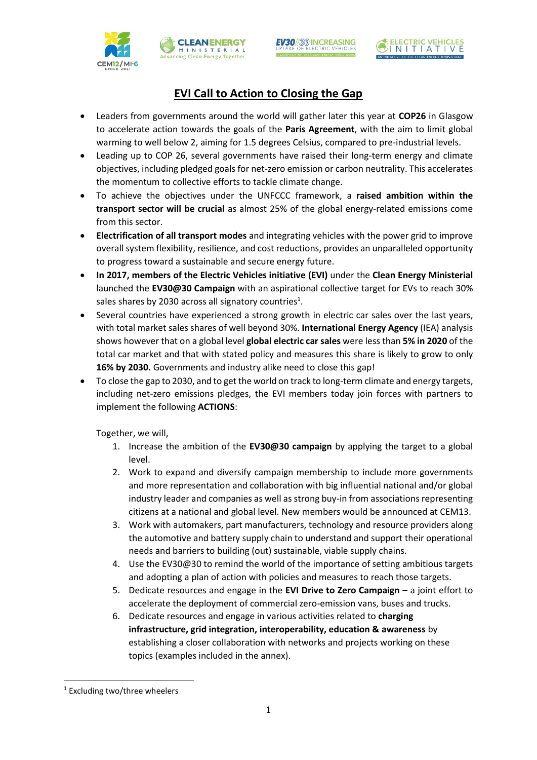# EVI Call to Action to Closing the Gap

- Leaders from governments around the world will gather later this year at **COP26** in Glasgow to accelerate action towards the goals of the **Paris Agreement**, with the aim to limit global warming to well below 2, aiming for 1.5 degrees Celsius, compared to pre-industrial levels.
- Leading up to COP 26, several governments have raised their long-term energy and climate objectives, including pledged goals for net-zero emission or carbon neutrality. This accelerates the momentum to collective efforts to tackle climate change.
- To achieve the objectives under the UNFCCC framework, a **raised ambition within the transport sector will be crucial** as almost 25% of the global energy-related emissions come from this sector.
- **Electrification of all transport modes** and integrating vehicles with the power grid to improve overall system flexibility, resilience, and cost reductions, provides an unparalleled opportunity to progress toward a sustainable and secure energy future.
- **In 2017, members of the Electric Vehicles initiative (EVI)** under the **Clean Energy Ministerial** launched the **EV30@30 Campaign** with an aspirational collective target for EVs to reach 30% sales shares by 2030 across all signatory countries[1].
- Several countries have experienced a strong growth in electric car sales over the last years, with total market sales shares of well beyond 30%. **International Energy Agency** (IEA) analysis shows however that on a global level **global electric car sales** were less than **5% in 2020** of the total car market and that with stated policy and measures this share is likely to grow to only **16% by 2030.** Governments and industry alike need to close this gap!
- To close the gap to 2030, and to get the world on track to long-term climate and energy targets, including net-zero emissions pledges, the EVI members today join forces with partners to implement the following **ACTIONS**:

  Together, we will,

  1. Increase the ambition of the **EV30@30 campaign** by applying the target to a global level.
  2. Work to expand and diversify campaign membership to include more governments and more representation and collaboration with big influential national and/or global industry leader and companies as well as strong buy-in from associations representing citizens at a national and global level. New members would be announced at CEM13.
  3. Work with automakers, part manufacturers, technology and resource providers along the automotive and battery supply chain to understand and support their operational needs and barriers to building (out) sustainable, viable supply chains.
  4. Use the EV30@30 to remind the world of the importance of setting ambitious targets and adopting a plan of action with policies and measures to reach those targets.
  5. Dedicate resources and engage in the **EVI Drive to Zero Campaign** – a joint effort to accelerate the deployment of commercial zero-emission vans, buses and trucks.
  6. Dedicate resources and engage in various activities related to **charging infrastructure, grid integration, interoperability, education & awareness** by establishing a closer collaboration with networks and projects working on these topics (examples included in the annex).

[1] Excluding two/three wheelers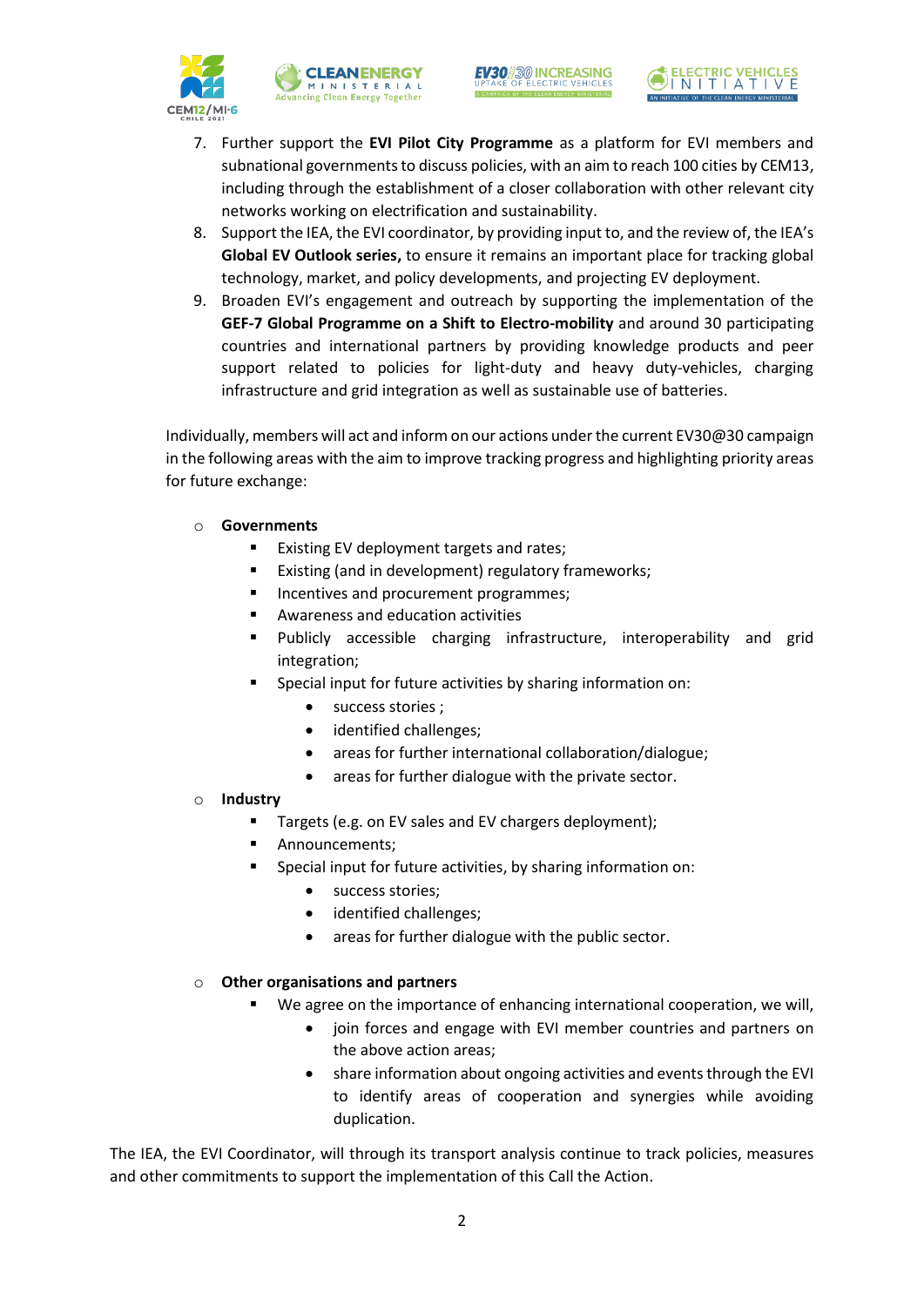7. Further support the **EVI Pilot City Programme** as a platform for EVI members and subnational governments to discuss policies, with an aim to reach 100 cities by CEM13, including through the establishment of a closer collaboration with other relevant city networks working on electrification and sustainability.
8. Support the IEA, the EVI coordinator, by providing input to, and the review of, the IEA's **Global EV Outlook series,** to ensure it remains an important place for tracking global technology, market, and policy developments, and projecting EV deployment.
9. Broaden EVI's engagement and outreach by supporting the implementation of the **GEF-7 Global Programme on a Shift to Electro-mobility** and around 30 participating countries and international partners by providing knowledge products and peer support related to policies for light-duty and heavy duty-vehicles, charging infrastructure and grid integration as well as sustainable use of batteries.

Individually, members will act and inform on our actions under the current EV30@30 campaign in the following areas with the aim to improve tracking progress and highlighting priority areas for future exchange:

- **Governments**
  - Existing EV deployment targets and rates;
  - Existing (and in development) regulatory frameworks;
  - Incentives and procurement programmes;
  - Awareness and education activities
  - Publicly accessible charging infrastructure, interoperability and grid integration;
  - Special input for future activities by sharing information on:
    - success stories ;
    - identified challenges;
    - areas for further international collaboration/dialogue;
    - areas for further dialogue with the private sector.
- **Industry**
  - Targets (e.g. on EV sales and EV chargers deployment);
  - Announcements;
  - Special input for future activities, by sharing information on:
    - success stories;
    - identified challenges;
    - areas for further dialogue with the public sector.

- **Other organisations and partners**
  - We agree on the importance of enhancing international cooperation, we will,
    - join forces and engage with EVI member countries and partners on the above action areas;
    - share information about ongoing activities and events through the EVI to identify areas of cooperation and synergies while avoiding duplication.

The IEA, the EVI Coordinator, will through its transport analysis continue to track policies, measures and other commitments to support the implementation of this Call the Action.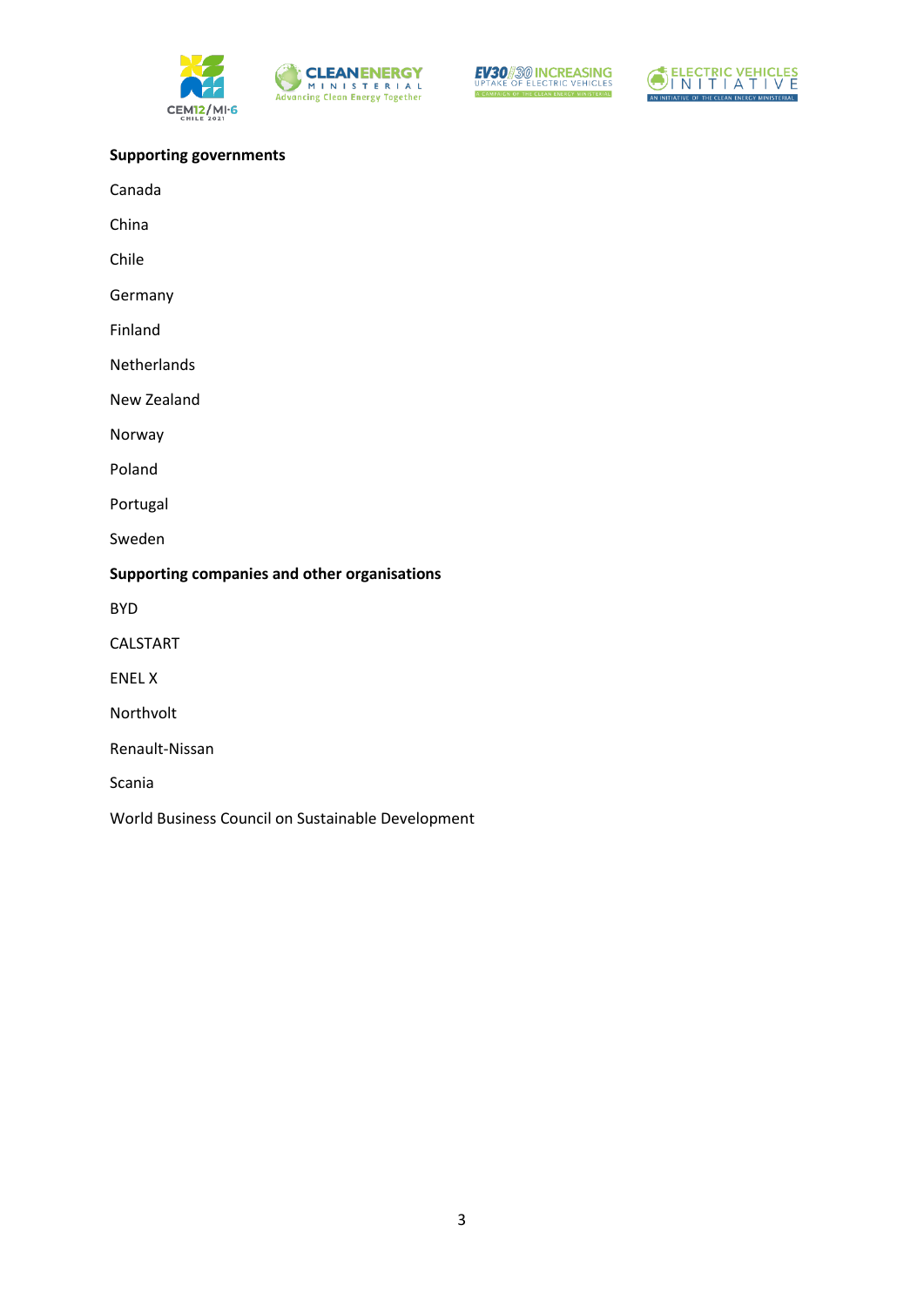**Supporting governments**

Canada

China

Chile

Germany

Finland

Netherlands

New Zealand

Norway

Poland

Portugal

Sweden

**Supporting companies and other organisations**

BYD

CALSTART

ENEL X

Northvolt

Renault-Nissan

Scania

World Business Council on Sustainable Development